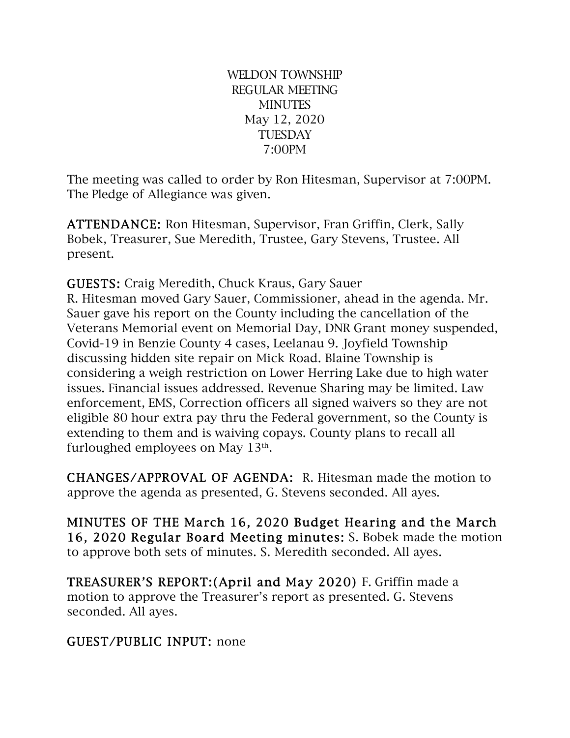WELDON TOWNSHIP
REGULAR MEETING
MINUTES
May 12, 2020
TUESDAY
7:00PM

The meeting was called to order by Ron Hitesman, Supervisor at 7:00PM. The Pledge of Allegiance was given.

**ATTENDANCE:** Ron Hitesman, Supervisor, Fran Griffin, Clerk, Sally Bobek, Treasurer, Sue Meredith, Trustee, Gary Stevens, Trustee. All present.

**GUESTS:** Craig Meredith, Chuck Kraus, Gary Sauer
R. Hitesman moved Gary Sauer, Commissioner, ahead in the agenda. Mr. Sauer gave his report on the County including the cancellation of the Veterans Memorial event on Memorial Day, DNR Grant money suspended, Covid-19 in Benzie County 4 cases, Leelanau 9. Joyfield Township discussing hidden site repair on Mick Road. Blaine Township is considering a weigh restriction on Lower Herring Lake due to high water issues. Financial issues addressed. Revenue Sharing may be limited. Law enforcement, EMS, Correction officers all signed waivers so they are not eligible 80 hour extra pay thru the Federal government, so the County is extending to them and is waiving copays. County plans to recall all furloughed employees on May 13th.

**CHANGES/APPROVAL OF AGENDA:** R. Hitesman made the motion to approve the agenda as presented, G. Stevens seconded. All ayes.

**MINUTES OF THE March 16, 2020 Budget Hearing and the March 16, 2020 Regular Board Meeting minutes:** S. Bobek made the motion to approve both sets of minutes. S. Meredith seconded. All ayes.

**TREASURER'S REPORT:(April and May 2020)** F. Griffin made a motion to approve the Treasurer's report as presented. G. Stevens seconded. All ayes.

**GUEST/PUBLIC INPUT:** none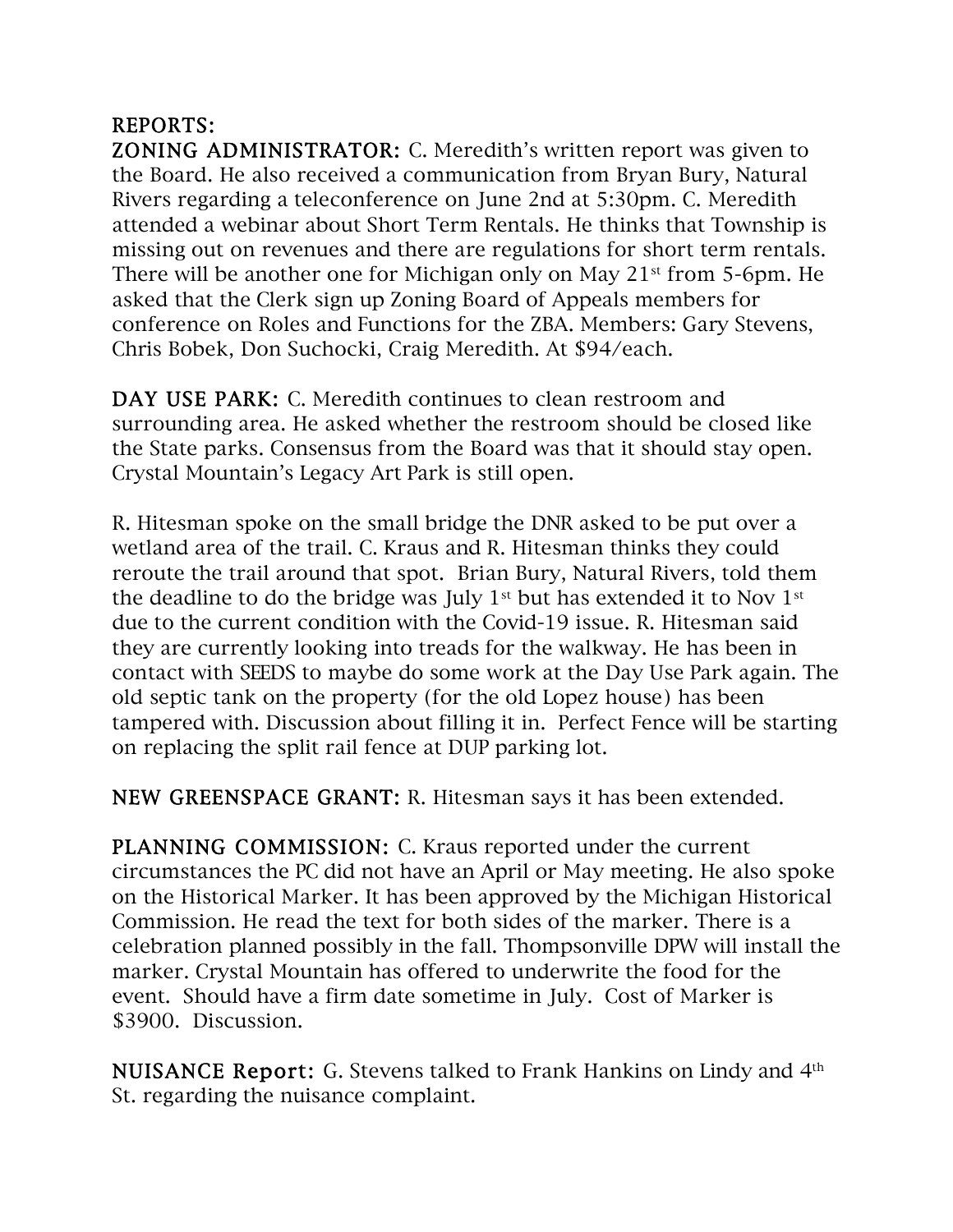**REPORTS:**

**ZONING ADMINISTRATOR:** C. Meredith's written report was given to the Board. He also received a communication from Bryan Bury, Natural Rivers regarding a teleconference on June 2nd at 5:30pm. C. Meredith attended a webinar about Short Term Rentals. He thinks that Township is missing out on revenues and there are regulations for short term rentals. There will be another one for Michigan only on May 21st from 5-6pm. He asked that the Clerk sign up Zoning Board of Appeals members for conference on Roles and Functions for the ZBA. Members: Gary Stevens, Chris Bobek, Don Suchocki, Craig Meredith. At $94/each.

**DAY USE PARK:** C. Meredith continues to clean restroom and surrounding area. He asked whether the restroom should be closed like the State parks. Consensus from the Board was that it should stay open. Crystal Mountain's Legacy Art Park is still open.

R. Hitesman spoke on the small bridge the DNR asked to be put over a wetland area of the trail. C. Kraus and R. Hitesman thinks they could reroute the trail around that spot. Brian Bury, Natural Rivers, told them the deadline to do the bridge was July 1st but has extended it to Nov 1st due to the current condition with the Covid-19 issue. R. Hitesman said they are currently looking into treads for the walkway. He has been in contact with SEEDS to maybe do some work at the Day Use Park again. The old septic tank on the property (for the old Lopez house) has been tampered with. Discussion about filling it in. Perfect Fence will be starting on replacing the split rail fence at DUP parking lot.

**NEW GREENSPACE GRANT:** R. Hitesman says it has been extended.

**PLANNING COMMISSION:** C. Kraus reported under the current circumstances the PC did not have an April or May meeting. He also spoke on the Historical Marker. It has been approved by the Michigan Historical Commission. He read the text for both sides of the marker. There is a celebration planned possibly in the fall. Thompsonville DPW will install the marker. Crystal Mountain has offered to underwrite the food for the event. Should have a firm date sometime in July. Cost of Marker is $3900. Discussion.

**NUISANCE Report:** G. Stevens talked to Frank Hankins on Lindy and 4th St. regarding the nuisance complaint.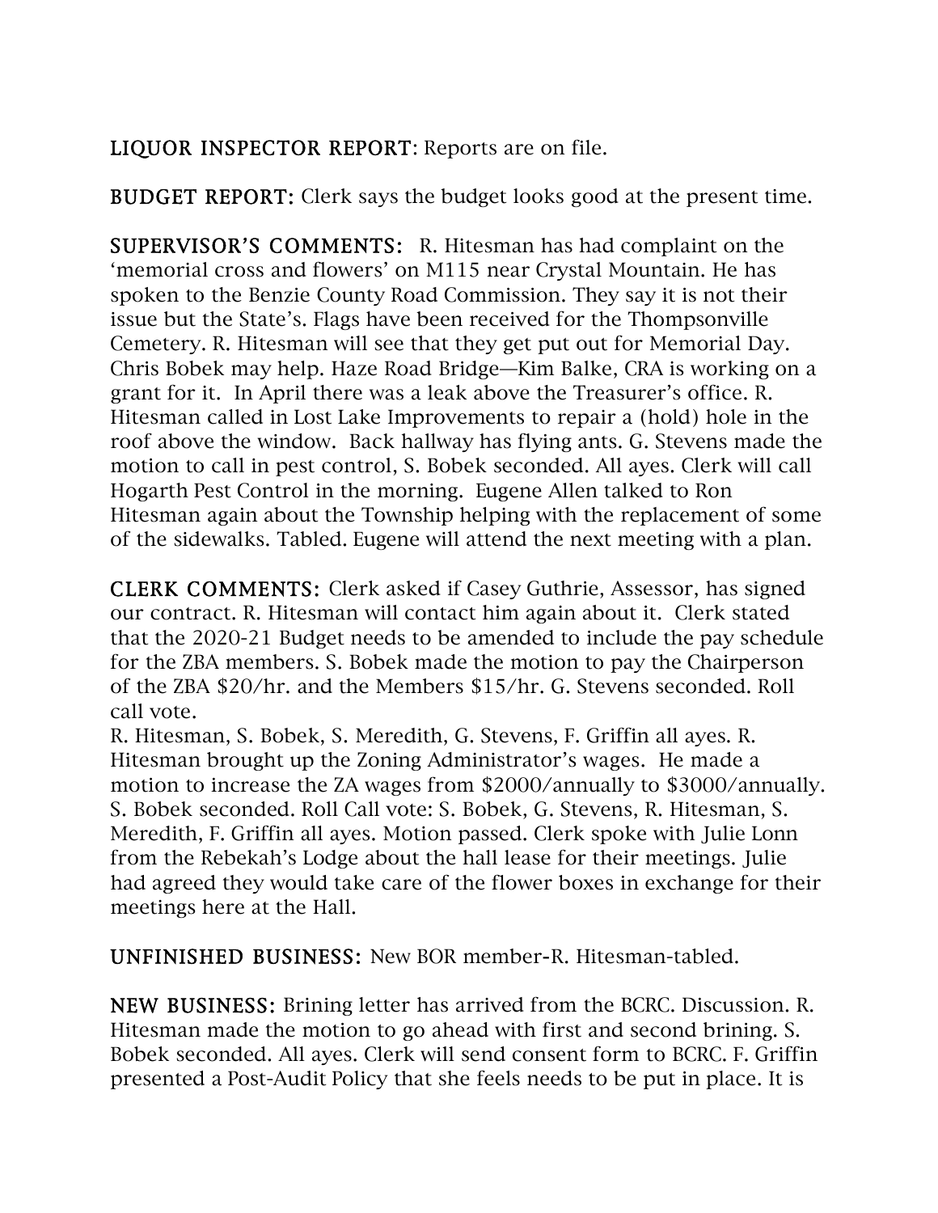**LIQUOR INSPECTOR REPORT**: Reports are on file.

**BUDGET REPORT:** Clerk says the budget looks good at the present time.

**SUPERVISOR'S COMMENTS:** R. Hitesman has had complaint on the 'memorial cross and flowers' on M115 near Crystal Mountain. He has spoken to the Benzie County Road Commission. They say it is not their issue but the State's. Flags have been received for the Thompsonville Cemetery. R. Hitesman will see that they get put out for Memorial Day. Chris Bobek may help. Haze Road Bridge—Kim Balke, CRA is working on a grant for it. In April there was a leak above the Treasurer's office. R. Hitesman called in Lost Lake Improvements to repair a (hold) hole in the roof above the window. Back hallway has flying ants. G. Stevens made the motion to call in pest control, S. Bobek seconded. All ayes. Clerk will call Hogarth Pest Control in the morning. Eugene Allen talked to Ron Hitesman again about the Township helping with the replacement of some of the sidewalks. Tabled. Eugene will attend the next meeting with a plan.

**CLERK COMMENTS:** Clerk asked if Casey Guthrie, Assessor, has signed our contract. R. Hitesman will contact him again about it. Clerk stated that the 2020-21 Budget needs to be amended to include the pay schedule for the ZBA members. S. Bobek made the motion to pay the Chairperson of the ZBA $20/hr. and the Members $15/hr. G. Stevens seconded. Roll call vote.
R. Hitesman, S. Bobek, S. Meredith, G. Stevens, F. Griffin all ayes. R. Hitesman brought up the Zoning Administrator's wages. He made a motion to increase the ZA wages from $2000/annually to $3000/annually. S. Bobek seconded. Roll Call vote: S. Bobek, G. Stevens, R. Hitesman, S. Meredith, F. Griffin all ayes. Motion passed. Clerk spoke with Julie Lonn from the Rebekah's Lodge about the hall lease for their meetings. Julie had agreed they would take care of the flower boxes in exchange for their meetings here at the Hall.

**UNFINISHED BUSINESS:** New BOR member-R. Hitesman-tabled.

**NEW BUSINESS:** Brining letter has arrived from the BCRC. Discussion. R. Hitesman made the motion to go ahead with first and second brining. S. Bobek seconded. All ayes. Clerk will send consent form to BCRC. F. Griffin presented a Post-Audit Policy that she feels needs to be put in place. It is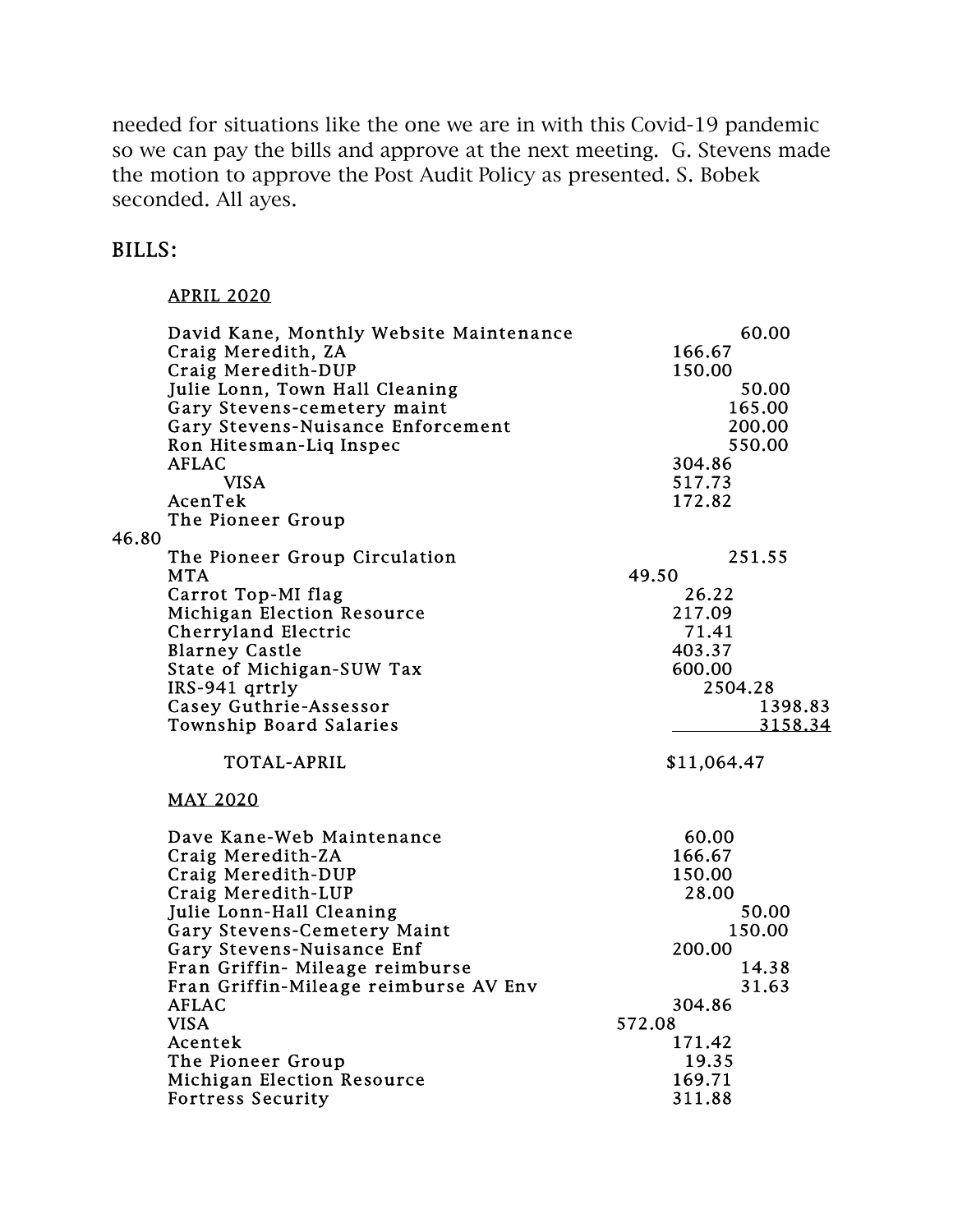needed for situations like the one we are in with this Covid-19 pandemic so we can pay the bills and approve at the next meeting. G. Stevens made the motion to approve the Post Audit Policy as presented. S. Bobek seconded. All ayes.

## BILLS:

### APRIL 2020

| | |
|---|---|
| David Kane, Monthly Website Maintenance | 60.00 |
| Craig Meredith, ZA | 166.67 |
| Craig Meredith-DUP | 150.00 |
| Julie Lonn, Town Hall Cleaning | 50.00 |
| Gary Stevens-cemetery maint | 165.00 |
| Gary Stevens-Nuisance Enforcement | 200.00 |
| Ron Hitesman-Liq Inspec | 550.00 |
| AFLAC | 304.86 |
| VISA | 517.73 |
| AcenTek | 172.82 |
| The Pioneer Group | 46.80 |
| The Pioneer Group Circulation | 251.55 |
| MTA | 49.50 |
| Carrot Top-MI flag | 26.22 |
| Michigan Election Resource | 217.09 |
| Cherryland Electric | 71.41 |
| Blarney Castle | 403.37 |
| State of Michigan-SUW Tax | 600.00 |
| IRS-941 qrtrly | 2504.28 |
| Casey Guthrie-Assessor | 1398.83 |
| Township Board Salaries | 3158.34 |
| TOTAL-APRIL | $11,064.47 |

### MAY 2020

| | |
|---|---|
| Dave Kane-Web Maintenance | 60.00 |
| Craig Meredith-ZA | 166.67 |
| Craig Meredith-DUP | 150.00 |
| Craig Meredith-LUP | 28.00 |
| Julie Lonn-Hall Cleaning | 50.00 |
| Gary Stevens-Cemetery Maint | 150.00 |
| Gary Stevens-Nuisance Enf | 200.00 |
| Fran Griffin- Mileage reimburse | 14.38 |
| Fran Griffin-Mileage reimburse AV Env | 31.63 |
| AFLAC | 304.86 |
| VISA | 572.08 |
| Acentek | 171.42 |
| The Pioneer Group | 19.35 |
| Michigan Election Resource | 169.71 |
| Fortress Security | 311.88 |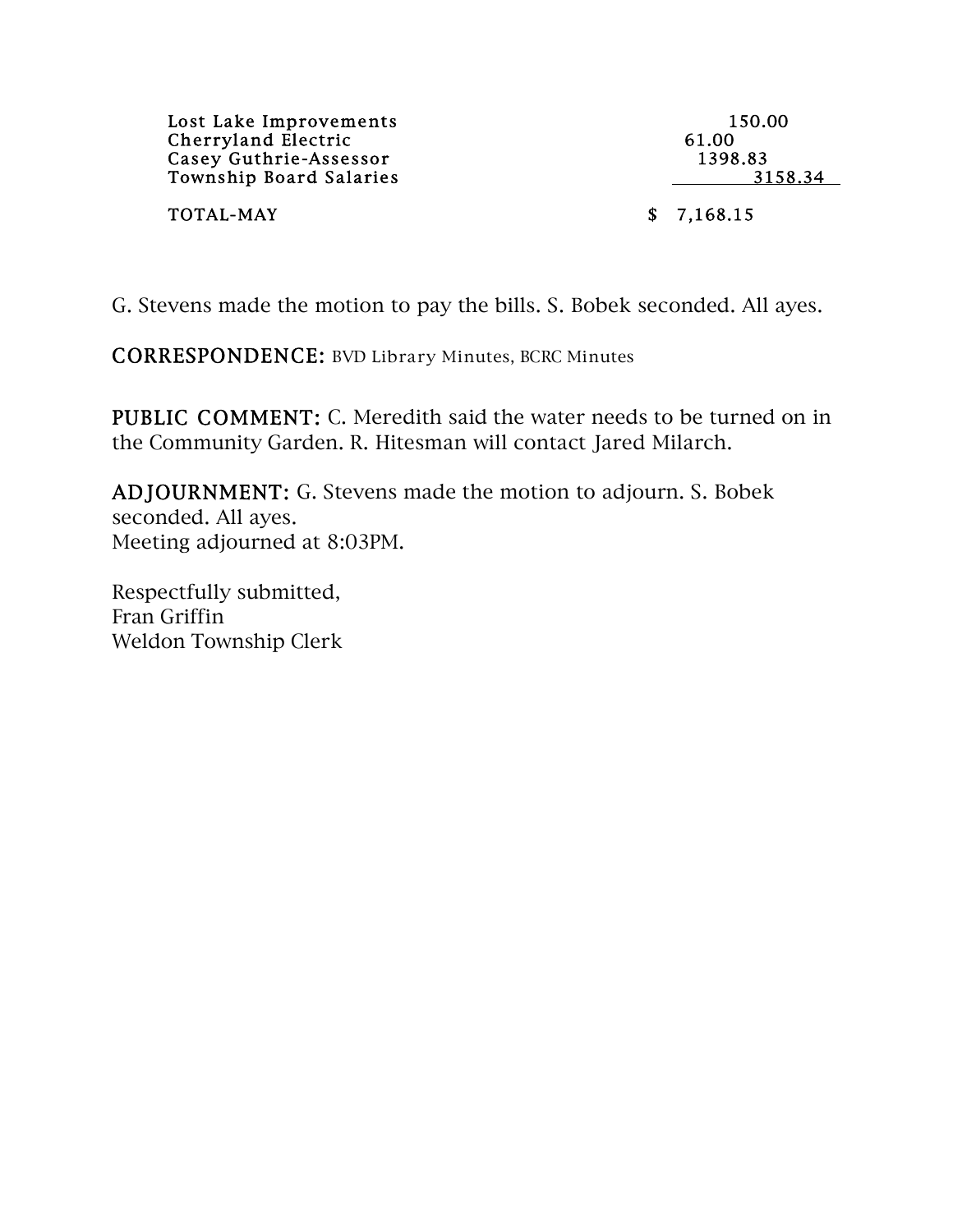| | |
|---|---|
| Lost Lake Improvements | 150.00 |
| Cherryland Electric | 61.00 |
| Casey Guthrie-Assessor | 1398.83 |
| Township Board Salaries | 3158.34 |
| TOTAL-MAY | $ 7,168.15 |

G. Stevens made the motion to pay the bills. S. Bobek seconded. All ayes.

**CORRESPONDENCE:** BVD Library Minutes, BCRC Minutes

**PUBLIC COMMENT:** C. Meredith said the water needs to be turned on in the Community Garden. R. Hitesman will contact Jared Milarch.

**ADJOURNMENT:** G. Stevens made the motion to adjourn. S. Bobek seconded. All ayes.
Meeting adjourned at 8:03PM.

Respectfully submitted,
Fran Griffin
Weldon Township Clerk